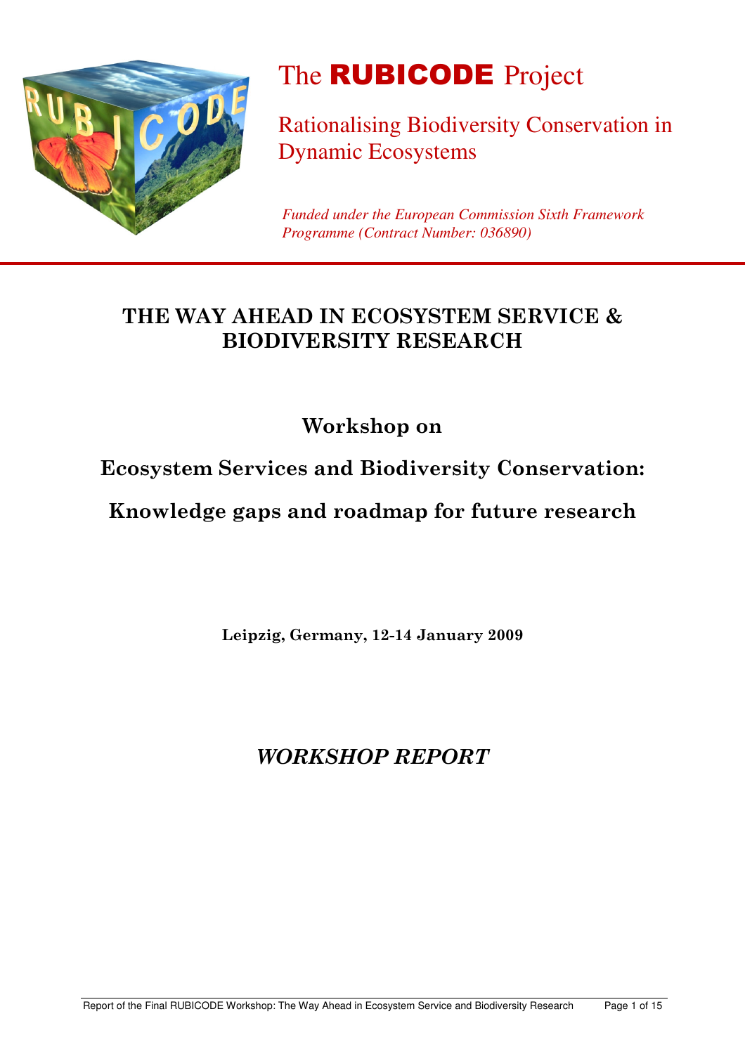# The RUBICODE Project

## Rationalising Biodiversity Conservation in Dynamic Ecosystems

*Funded under the European Commission Sixth Framework Programme (Contract Number: 036890)*

## THE WAY AHEAD IN ECOSYSTEM SERVICE & BIODIVERSITY RESEARCH

### Workshop on

### Ecosystem Services and Biodiversity Conservation:

### Knowledge gaps and roadmap for future research

**Leipzig, Germany, 12-14 January 2009**

## *WORKSHOP REPORT*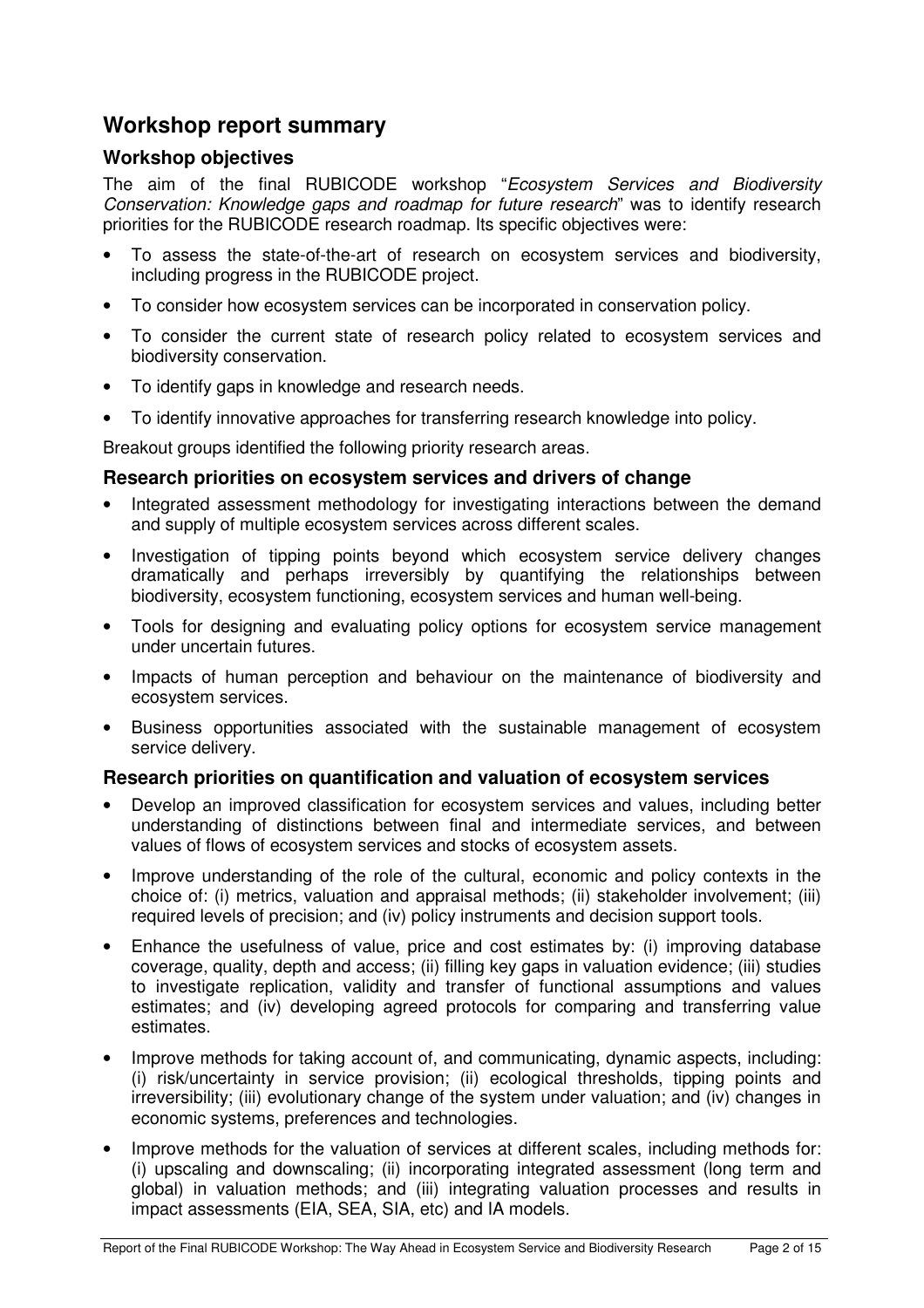## Workshop report summary

### Workshop objectives

The aim of the final RUBICODE workshop "*Ecosystem Services and Biodiversity Conservation: Knowledge gaps and roadmap for future research*" was to identify research priorities for the RUBICODE research roadmap. Its specific objectives were:

- To assess the state-of-the-art of research on ecosystem services and biodiversity, including progress in the RUBICODE project.
- To consider how ecosystem services can be incorporated in conservation policy.
- To consider the current state of research policy related to ecosystem services and biodiversity conservation.
- To identify gaps in knowledge and research needs.
- To identify innovative approaches for transferring research knowledge into policy.

Breakout groups identified the following priority research areas.

### Research priorities on ecosystem services and drivers of change

- Integrated assessment methodology for investigating interactions between the demand and supply of multiple ecosystem services across different scales.
- Investigation of tipping points beyond which ecosystem service delivery changes dramatically and perhaps irreversibly by quantifying the relationships between biodiversity, ecosystem functioning, ecosystem services and human well-being.
- Tools for designing and evaluating policy options for ecosystem service management under uncertain futures.
- Impacts of human perception and behaviour on the maintenance of biodiversity and ecosystem services.
- Business opportunities associated with the sustainable management of ecosystem service delivery.

### Research priorities on quantification and valuation of ecosystem services

- Develop an improved classification for ecosystem services and values, including better understanding of distinctions between final and intermediate services, and between values of flows of ecosystem services and stocks of ecosystem assets.
- Improve understanding of the role of the cultural, economic and policy contexts in the choice of: (i) metrics, valuation and appraisal methods; (ii) stakeholder involvement; (iii) required levels of precision; and (iv) policy instruments and decision support tools.
- Enhance the usefulness of value, price and cost estimates by: (i) improving database coverage, quality, depth and access; (ii) filling key gaps in valuation evidence; (iii) studies to investigate replication, validity and transfer of functional assumptions and values estimates; and (iv) developing agreed protocols for comparing and transferring value estimates.
- Improve methods for taking account of, and communicating, dynamic aspects, including: (i) risk/uncertainty in service provision; (ii) ecological thresholds, tipping points and irreversibility; (iii) evolutionary change of the system under valuation; and (iv) changes in economic systems, preferences and technologies.
- Improve methods for the valuation of services at different scales, including methods for: (i) upscaling and downscaling; (ii) incorporating integrated assessment (long term and global) in valuation methods; and (iii) integrating valuation processes and results in impact assessments (EIA, SEA, SIA, etc) and IA models.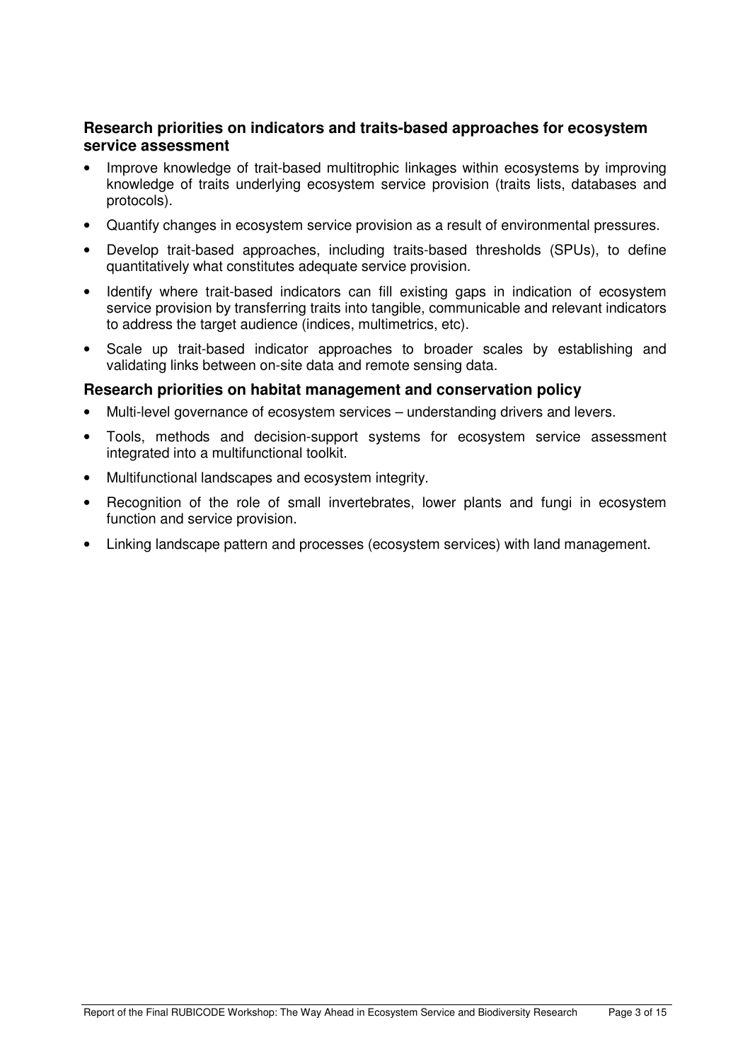### Research priorities on indicators and traits-based approaches for ecosystem service assessment

- Improve knowledge of trait-based multitrophic linkages within ecosystems by improving knowledge of traits underlying ecosystem service provision (traits lists, databases and protocols).
- Quantify changes in ecosystem service provision as a result of environmental pressures.
- Develop trait-based approaches, including traits-based thresholds (SPUs), to define quantitatively what constitutes adequate service provision.
- Identify where trait-based indicators can fill existing gaps in indication of ecosystem service provision by transferring traits into tangible, communicable and relevant indicators to address the target audience (indices, multimetrics, etc).
- Scale up trait-based indicator approaches to broader scales by establishing and validating links between on-site data and remote sensing data.

### Research priorities on habitat management and conservation policy

- Multi-level governance of ecosystem services – understanding drivers and levers.
- Tools, methods and decision-support systems for ecosystem service assessment integrated into a multifunctional toolkit.
- Multifunctional landscapes and ecosystem integrity.
- Recognition of the role of small invertebrates, lower plants and fungi in ecosystem function and service provision.
- Linking landscape pattern and processes (ecosystem services) with land management.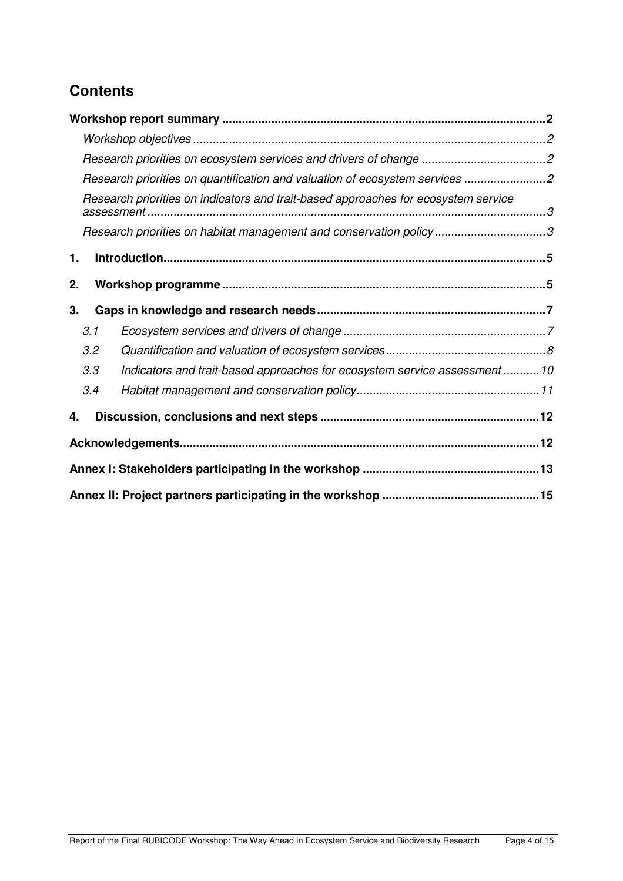## Contents

**Workshop report summary** .......... **2**

*Workshop objectives* .......... *2*

*Research priorities on ecosystem services and drivers of change* .......... *2*

*Research priorities on quantification and valuation of ecosystem services* .......... *2*

*Research priorities on indicators and trait-based approaches for ecosystem service assessment* .......... *3*

*Research priorities on habitat management and conservation policy* .......... *3*

**1. Introduction** .......... **5**

**2. Workshop programme** .......... **5**

**3. Gaps in knowledge and research needs** .......... **7**

*3.1 Ecosystem services and drivers of change* .......... *7*

*3.2 Quantification and valuation of ecosystem services* .......... *8*

*3.3 Indicators and trait-based approaches for ecosystem service assessment* .......... *10*

*3.4 Habitat management and conservation policy* .......... *11*

**4. Discussion, conclusions and next steps** .......... **12**

**Acknowledgements** .......... **12**

**Annex I: Stakeholders participating in the workshop** .......... **13**

**Annex II: Project partners participating in the workshop** .......... **15**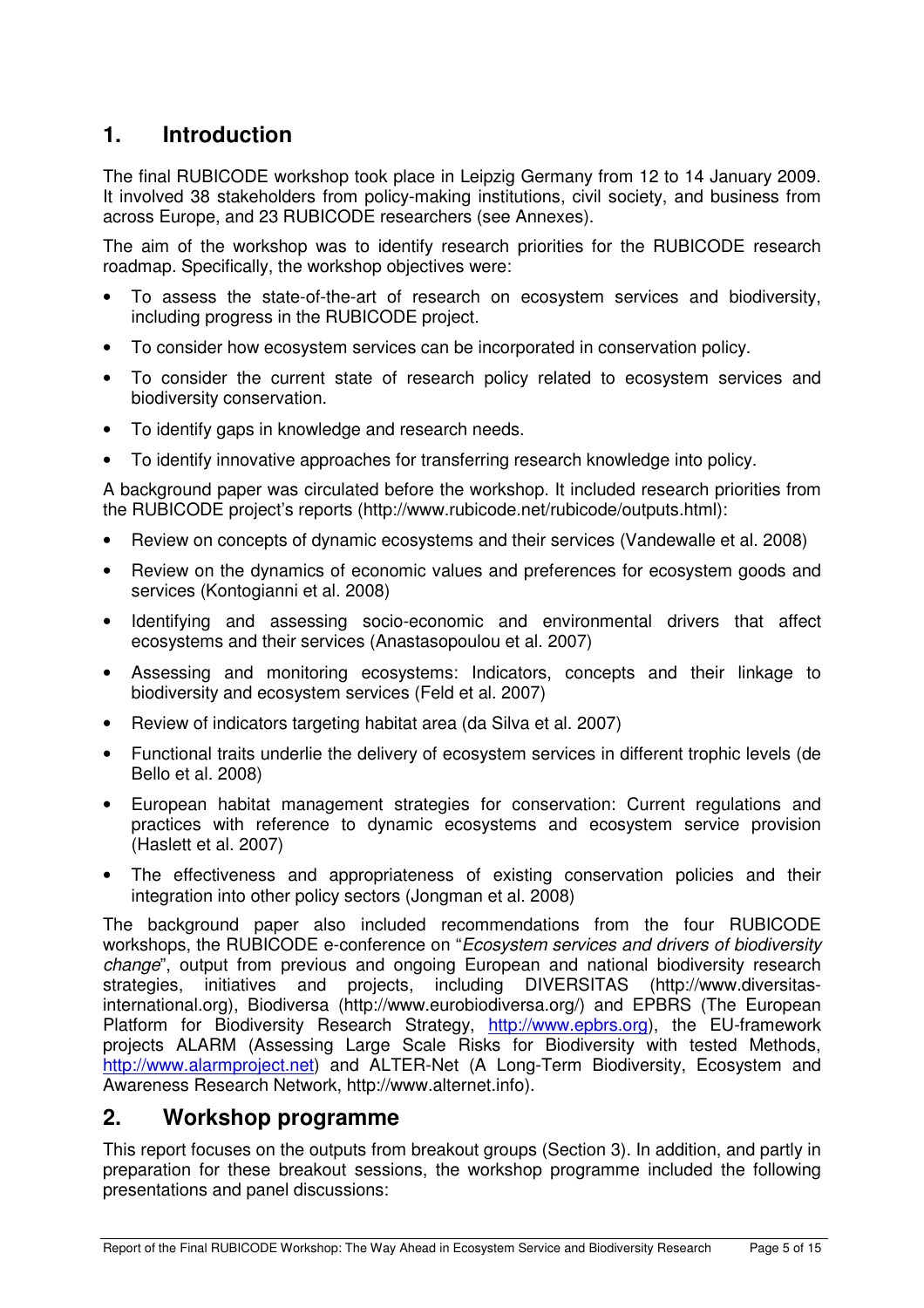## 1. Introduction

The final RUBICODE workshop took place in Leipzig Germany from 12 to 14 January 2009. It involved 38 stakeholders from policy-making institutions, civil society, and business from across Europe, and 23 RUBICODE researchers (see Annexes).

The aim of the workshop was to identify research priorities for the RUBICODE research roadmap. Specifically, the workshop objectives were:

- To assess the state-of-the-art of research on ecosystem services and biodiversity, including progress in the RUBICODE project.
- To consider how ecosystem services can be incorporated in conservation policy.
- To consider the current state of research policy related to ecosystem services and biodiversity conservation.
- To identify gaps in knowledge and research needs.
- To identify innovative approaches for transferring research knowledge into policy.

A background paper was circulated before the workshop. It included research priorities from the RUBICODE project's reports (http://www.rubicode.net/rubicode/outputs.html):

- Review on concepts of dynamic ecosystems and their services (Vandewalle et al. 2008)
- Review on the dynamics of economic values and preferences for ecosystem goods and services (Kontogianni et al. 2008)
- Identifying and assessing socio-economic and environmental drivers that affect ecosystems and their services (Anastasopoulou et al. 2007)
- Assessing and monitoring ecosystems: Indicators, concepts and their linkage to biodiversity and ecosystem services (Feld et al. 2007)
- Review of indicators targeting habitat area (da Silva et al. 2007)
- Functional traits underlie the delivery of ecosystem services in different trophic levels (de Bello et al. 2008)
- European habitat management strategies for conservation: Current regulations and practices with reference to dynamic ecosystems and ecosystem service provision (Haslett et al. 2007)
- The effectiveness and appropriateness of existing conservation policies and their integration into other policy sectors (Jongman et al. 2008)

The background paper also included recommendations from the four RUBICODE workshops, the RUBICODE e-conference on "*Ecosystem services and drivers of biodiversity change*", output from previous and ongoing European and national biodiversity research strategies, initiatives and projects, including DIVERSITAS (http://www.diversitas-international.org), Biodiversa (http://www.eurobiodiversa.org/) and EPBRS (The European Platform for Biodiversity Research Strategy, http://www.epbrs.org), the EU-framework projects ALARM (Assessing Large Scale Risks for Biodiversity with tested Methods, http://www.alarmproject.net) and ALTER-Net (A Long-Term Biodiversity, Ecosystem and Awareness Research Network, http://www.alternet.info).

## 2. Workshop programme

This report focuses on the outputs from breakout groups (Section 3). In addition, and partly in preparation for these breakout sessions, the workshop programme included the following presentations and panel discussions: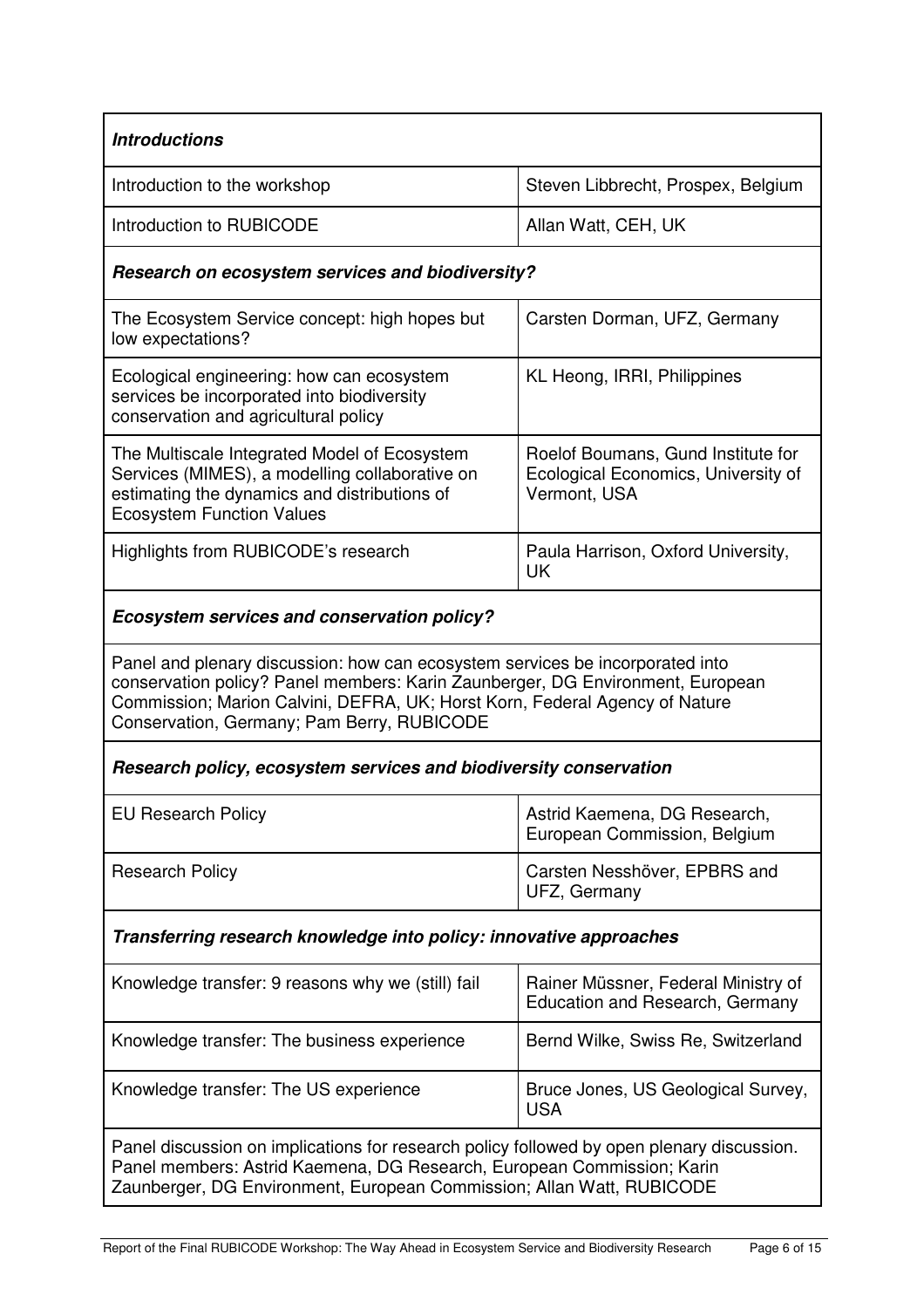| *Introductions* | |
|---|---|
| Introduction to the workshop | Steven Libbrecht, Prospex, Belgium |
| Introduction to RUBICODE | Allan Watt, CEH, UK |
| ***Research on ecosystem services and biodiversity?*** | |
| The Ecosystem Service concept: high hopes but low expectations? | Carsten Dorman, UFZ, Germany |
| Ecological engineering: how can ecosystem services be incorporated into biodiversity conservation and agricultural policy | KL Heong, IRRI, Philippines |
| The Multiscale Integrated Model of Ecosystem Services (MIMES), a modelling collaborative on estimating the dynamics and distributions of Ecosystem Function Values | Roelof Boumans, Gund Institute for Ecological Economics, University of Vermont, USA |
| Highlights from RUBICODE's research | Paula Harrison, Oxford University, UK |
| ***Ecosystem services and conservation policy?*** | |
| Panel and plenary discussion: how can ecosystem services be incorporated into conservation policy? Panel members: Karin Zaunberger, DG Environment, European Commission; Marion Calvini, DEFRA, UK; Horst Korn, Federal Agency of Nature Conservation, Germany; Pam Berry, RUBICODE | |
| ***Research policy, ecosystem services and biodiversity conservation*** | |
| EU Research Policy | Astrid Kaemena, DG Research, European Commission, Belgium |
| Research Policy | Carsten Nesshöver, EPBRS and UFZ, Germany |
| ***Transferring research knowledge into policy: innovative approaches*** | |
| Knowledge transfer: 9 reasons why we (still) fail | Rainer Müssner, Federal Ministry of Education and Research, Germany |
| Knowledge transfer: The business experience | Bernd Wilke, Swiss Re, Switzerland |
| Knowledge transfer: The US experience | Bruce Jones, US Geological Survey, USA |
| Panel discussion on implications for research policy followed by open plenary discussion. Panel members: Astrid Kaemena, DG Research, European Commission; Karin Zaunberger, DG Environment, European Commission; Allan Watt, RUBICODE | |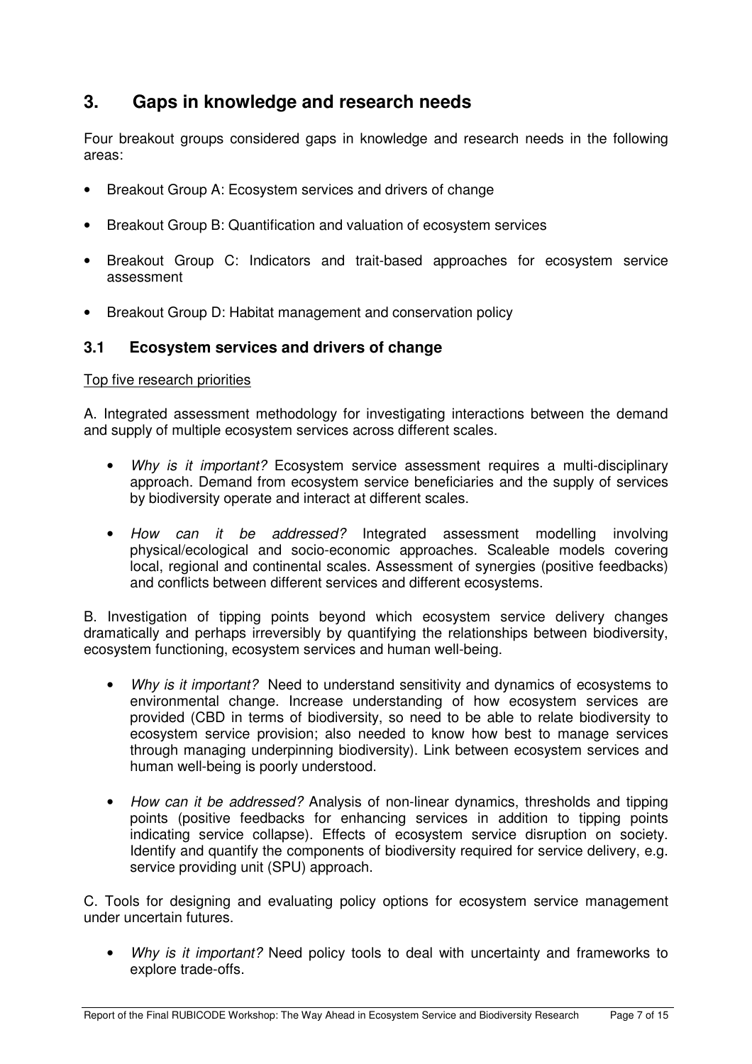## 3. Gaps in knowledge and research needs

Four breakout groups considered gaps in knowledge and research needs in the following areas:

- Breakout Group A: Ecosystem services and drivers of change
- Breakout Group B: Quantification and valuation of ecosystem services
- Breakout Group C: Indicators and trait-based approaches for ecosystem service assessment
- Breakout Group D: Habitat management and conservation policy

### 3.1 Ecosystem services and drivers of change

Top five research priorities

A. Integrated assessment methodology for investigating interactions between the demand and supply of multiple ecosystem services across different scales.

- *Why is it important?* Ecosystem service assessment requires a multi-disciplinary approach. Demand from ecosystem service beneficiaries and the supply of services by biodiversity operate and interact at different scales.
- *How can it be addressed?* Integrated assessment modelling involving physical/ecological and socio-economic approaches. Scaleable models covering local, regional and continental scales. Assessment of synergies (positive feedbacks) and conflicts between different services and different ecosystems.

B. Investigation of tipping points beyond which ecosystem service delivery changes dramatically and perhaps irreversibly by quantifying the relationships between biodiversity, ecosystem functioning, ecosystem services and human well-being.

- *Why is it important?* Need to understand sensitivity and dynamics of ecosystems to environmental change. Increase understanding of how ecosystem services are provided (CBD in terms of biodiversity, so need to be able to relate biodiversity to ecosystem service provision; also needed to know how best to manage services through managing underpinning biodiversity). Link between ecosystem services and human well-being is poorly understood.
- *How can it be addressed?* Analysis of non-linear dynamics, thresholds and tipping points (positive feedbacks for enhancing services in addition to tipping points indicating service collapse). Effects of ecosystem service disruption on society. Identify and quantify the components of biodiversity required for service delivery, e.g. service providing unit (SPU) approach.

C. Tools for designing and evaluating policy options for ecosystem service management under uncertain futures.

- *Why is it important?* Need policy tools to deal with uncertainty and frameworks to explore trade-offs.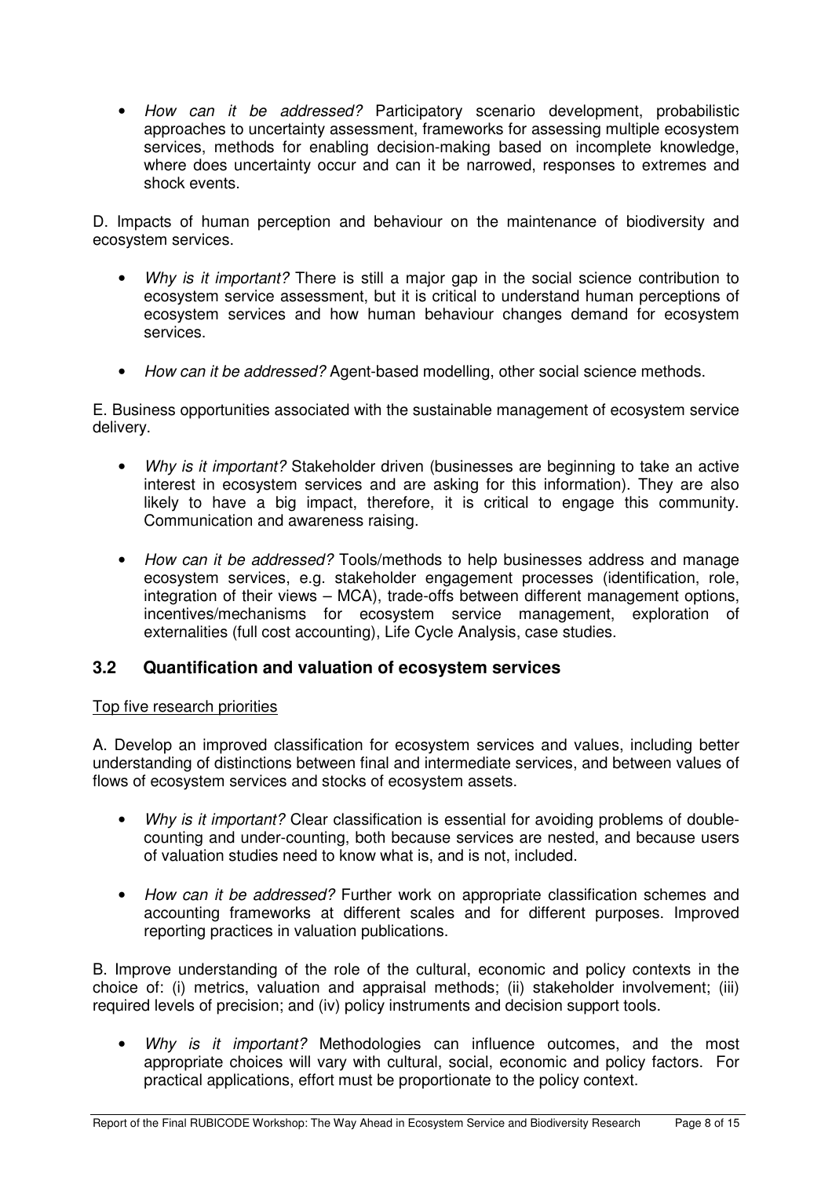- *How can it be addressed?* Participatory scenario development, probabilistic approaches to uncertainty assessment, frameworks for assessing multiple ecosystem services, methods for enabling decision-making based on incomplete knowledge, where does uncertainty occur and can it be narrowed, responses to extremes and shock events.

D. Impacts of human perception and behaviour on the maintenance of biodiversity and ecosystem services.

- *Why is it important?* There is still a major gap in the social science contribution to ecosystem service assessment, but it is critical to understand human perceptions of ecosystem services and how human behaviour changes demand for ecosystem services.

- *How can it be addressed?* Agent-based modelling, other social science methods.

E. Business opportunities associated with the sustainable management of ecosystem service delivery.

- *Why is it important?* Stakeholder driven (businesses are beginning to take an active interest in ecosystem services and are asking for this information). They are also likely to have a big impact, therefore, it is critical to engage this community. Communication and awareness raising.

- *How can it be addressed?* Tools/methods to help businesses address and manage ecosystem services, e.g. stakeholder engagement processes (identification, role, integration of their views – MCA), trade-offs between different management options, incentives/mechanisms for ecosystem service management, exploration of externalities (full cost accounting), Life Cycle Analysis, case studies.

## 3.2 Quantification and valuation of ecosystem services

Top five research priorities

A. Develop an improved classification for ecosystem services and values, including better understanding of distinctions between final and intermediate services, and between values of flows of ecosystem services and stocks of ecosystem assets.

- *Why is it important?* Clear classification is essential for avoiding problems of double-counting and under-counting, both because services are nested, and because users of valuation studies need to know what is, and is not, included.

- *How can it be addressed?* Further work on appropriate classification schemes and accounting frameworks at different scales and for different purposes. Improved reporting practices in valuation publications.

B. Improve understanding of the role of the cultural, economic and policy contexts in the choice of: (i) metrics, valuation and appraisal methods; (ii) stakeholder involvement; (iii) required levels of precision; and (iv) policy instruments and decision support tools.

- *Why is it important?* Methodologies can influence outcomes, and the most appropriate choices will vary with cultural, social, economic and policy factors. For practical applications, effort must be proportionate to the policy context.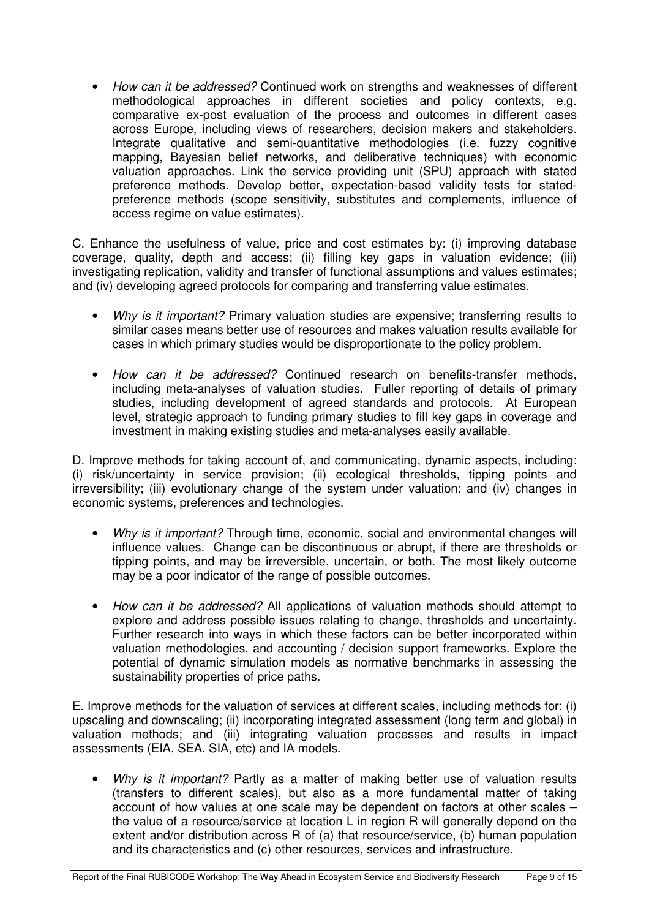- *How can it be addressed?* Continued work on strengths and weaknesses of different methodological approaches in different societies and policy contexts, e.g. comparative ex-post evaluation of the process and outcomes in different cases across Europe, including views of researchers, decision makers and stakeholders. Integrate qualitative and semi-quantitative methodologies (i.e. fuzzy cognitive mapping, Bayesian belief networks, and deliberative techniques) with economic valuation approaches. Link the service providing unit (SPU) approach with stated preference methods. Develop better, expectation-based validity tests for stated-preference methods (scope sensitivity, substitutes and complements, influence of access regime on value estimates).

C. Enhance the usefulness of value, price and cost estimates by: (i) improving database coverage, quality, depth and access; (ii) filling key gaps in valuation evidence; (iii) investigating replication, validity and transfer of functional assumptions and values estimates; and (iv) developing agreed protocols for comparing and transferring value estimates.

- *Why is it important?* Primary valuation studies are expensive; transferring results to similar cases means better use of resources and makes valuation results available for cases in which primary studies would be disproportionate to the policy problem.

- *How can it be addressed?* Continued research on benefits-transfer methods, including meta-analyses of valuation studies. Fuller reporting of details of primary studies, including development of agreed standards and protocols. At European level, strategic approach to funding primary studies to fill key gaps in coverage and investment in making existing studies and meta-analyses easily available.

D. Improve methods for taking account of, and communicating, dynamic aspects, including: (i) risk/uncertainty in service provision; (ii) ecological thresholds, tipping points and irreversibility; (iii) evolutionary change of the system under valuation; and (iv) changes in economic systems, preferences and technologies.

- *Why is it important?* Through time, economic, social and environmental changes will influence values. Change can be discontinuous or abrupt, if there are thresholds or tipping points, and may be irreversible, uncertain, or both. The most likely outcome may be a poor indicator of the range of possible outcomes.

- *How can it be addressed?* All applications of valuation methods should attempt to explore and address possible issues relating to change, thresholds and uncertainty. Further research into ways in which these factors can be better incorporated within valuation methodologies, and accounting / decision support frameworks. Explore the potential of dynamic simulation models as normative benchmarks in assessing the sustainability properties of price paths.

E. Improve methods for the valuation of services at different scales, including methods for: (i) upscaling and downscaling; (ii) incorporating integrated assessment (long term and global) in valuation methods; and (iii) integrating valuation processes and results in impact assessments (EIA, SEA, SIA, etc) and IA models.

- *Why is it important?* Partly as a matter of making better use of valuation results (transfers to different scales), but also as a more fundamental matter of taking account of how values at one scale may be dependent on factors at other scales – the value of a resource/service at location L in region R will generally depend on the extent and/or distribution across R of (a) that resource/service, (b) human population and its characteristics and (c) other resources, services and infrastructure.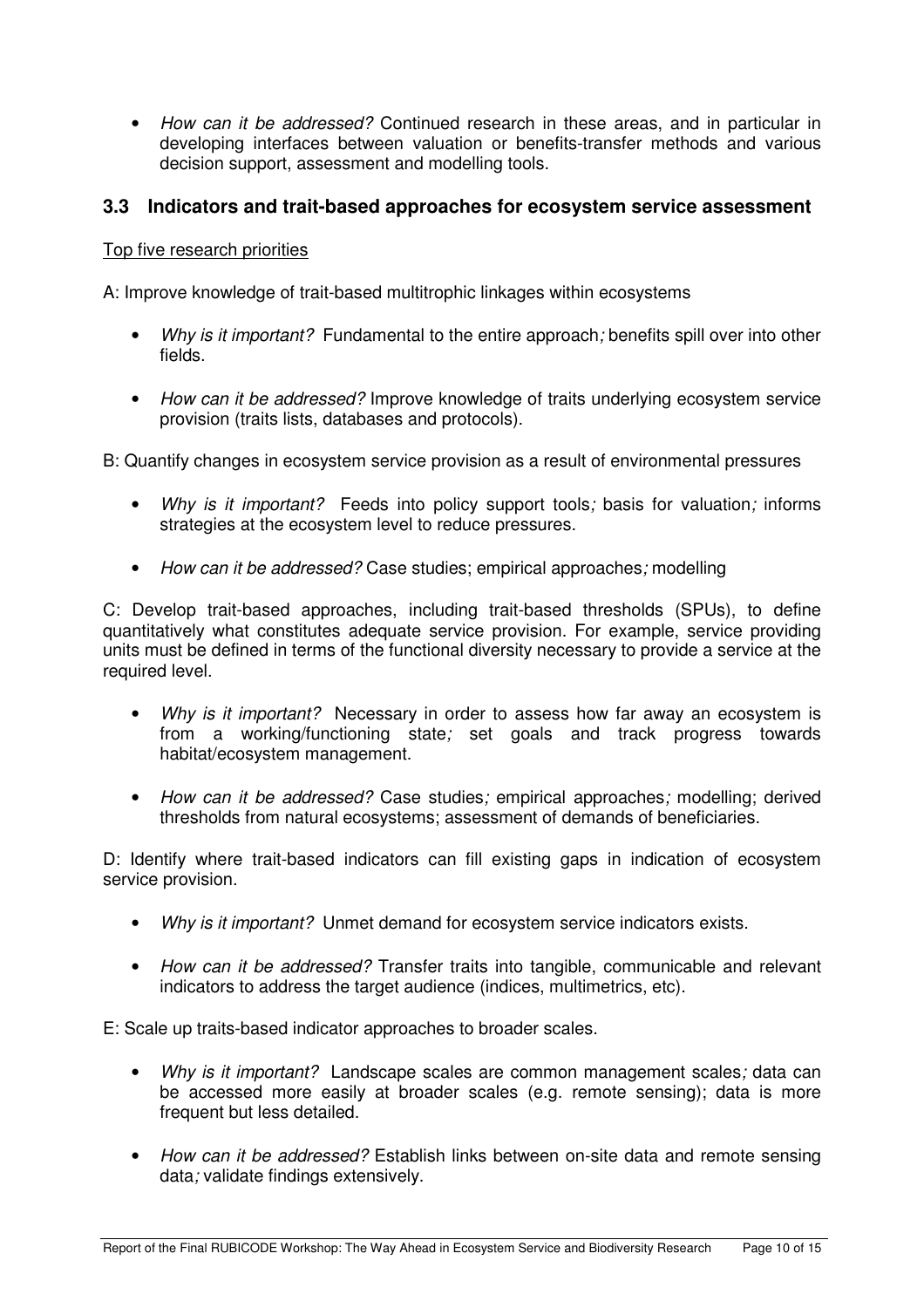- *How can it be addressed?* Continued research in these areas, and in particular in developing interfaces between valuation or benefits-transfer methods and various decision support, assessment and modelling tools.

## 3.3 Indicators and trait-based approaches for ecosystem service assessment

Top five research priorities

A: Improve knowledge of trait-based multitrophic linkages within ecosystems

- *Why is it important?* Fundamental to the entire approach; benefits spill over into other fields.
- *How can it be addressed?* Improve knowledge of traits underlying ecosystem service provision (traits lists, databases and protocols).

B: Quantify changes in ecosystem service provision as a result of environmental pressures

- *Why is it important?* Feeds into policy support tools; basis for valuation; informs strategies at the ecosystem level to reduce pressures.
- *How can it be addressed?* Case studies; empirical approaches; modelling

C: Develop trait-based approaches, including trait-based thresholds (SPUs), to define quantitatively what constitutes adequate service provision. For example, service providing units must be defined in terms of the functional diversity necessary to provide a service at the required level.

- *Why is it important?* Necessary in order to assess how far away an ecosystem is from a working/functioning state; set goals and track progress towards habitat/ecosystem management.
- *How can it be addressed?* Case studies; empirical approaches; modelling; derived thresholds from natural ecosystems; assessment of demands of beneficiaries.

D: Identify where trait-based indicators can fill existing gaps in indication of ecosystem service provision.

- *Why is it important?* Unmet demand for ecosystem service indicators exists.
- *How can it be addressed?* Transfer traits into tangible, communicable and relevant indicators to address the target audience (indices, multimetrics, etc).

E: Scale up traits-based indicator approaches to broader scales.

- *Why is it important?* Landscape scales are common management scales; data can be accessed more easily at broader scales (e.g. remote sensing); data is more frequent but less detailed.
- *How can it be addressed?* Establish links between on-site data and remote sensing data; validate findings extensively.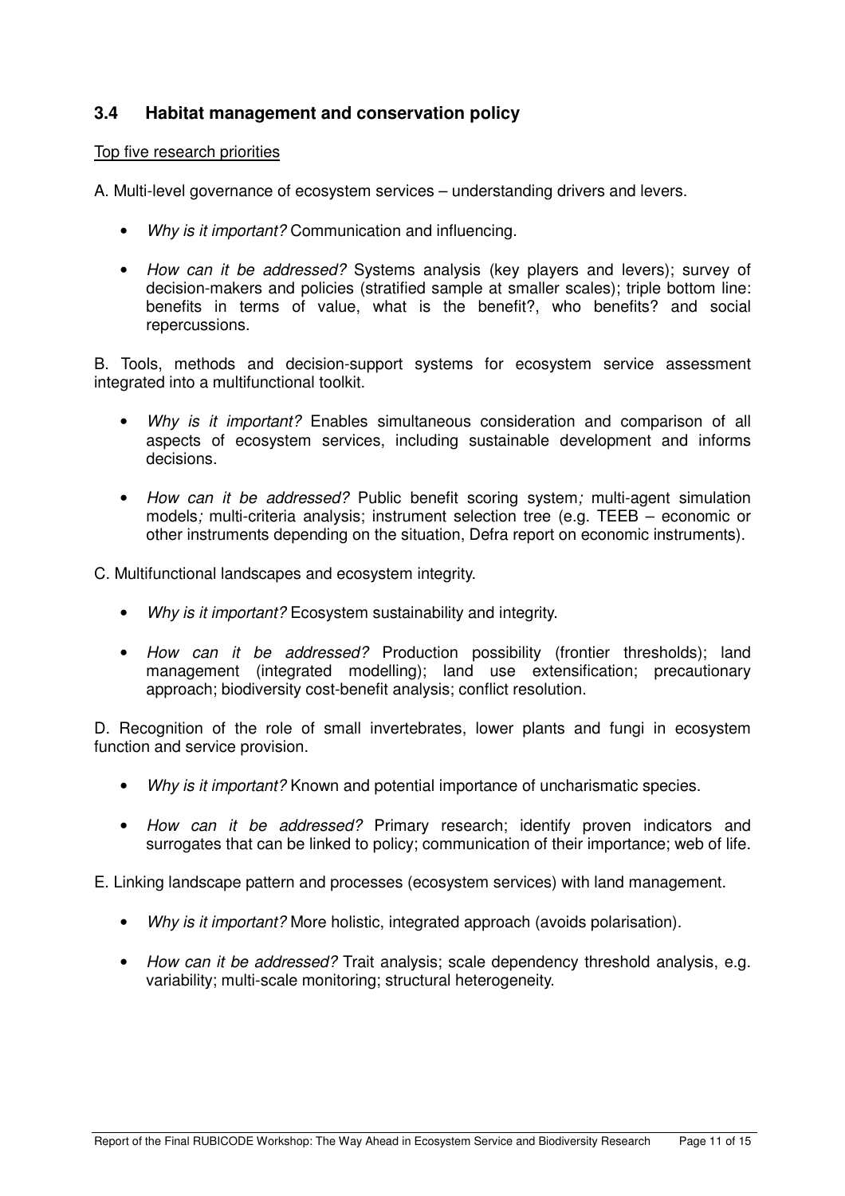### 3.4 Habitat management and conservation policy

Top five research priorities

A. Multi-level governance of ecosystem services – understanding drivers and levers.

- *Why is it important?* Communication and influencing.
- *How can it be addressed?* Systems analysis (key players and levers); survey of decision-makers and policies (stratified sample at smaller scales); triple bottom line: benefits in terms of value, what is the benefit?, who benefits? and social repercussions.

B. Tools, methods and decision-support systems for ecosystem service assessment integrated into a multifunctional toolkit.

- *Why is it important?* Enables simultaneous consideration and comparison of all aspects of ecosystem services, including sustainable development and informs decisions.
- *How can it be addressed?* Public benefit scoring system*;* multi-agent simulation models*;* multi-criteria analysis; instrument selection tree (e.g. TEEB – economic or other instruments depending on the situation, Defra report on economic instruments).

C. Multifunctional landscapes and ecosystem integrity.

- *Why is it important?* Ecosystem sustainability and integrity.
- *How can it be addressed?* Production possibility (frontier thresholds); land management (integrated modelling); land use extensification; precautionary approach; biodiversity cost-benefit analysis; conflict resolution.

D. Recognition of the role of small invertebrates, lower plants and fungi in ecosystem function and service provision.

- *Why is it important?* Known and potential importance of uncharismatic species.
- *How can it be addressed?* Primary research; identify proven indicators and surrogates that can be linked to policy; communication of their importance; web of life.

E. Linking landscape pattern and processes (ecosystem services) with land management.

- *Why is it important?* More holistic, integrated approach (avoids polarisation).
- *How can it be addressed?* Trait analysis; scale dependency threshold analysis, e.g. variability; multi-scale monitoring; structural heterogeneity.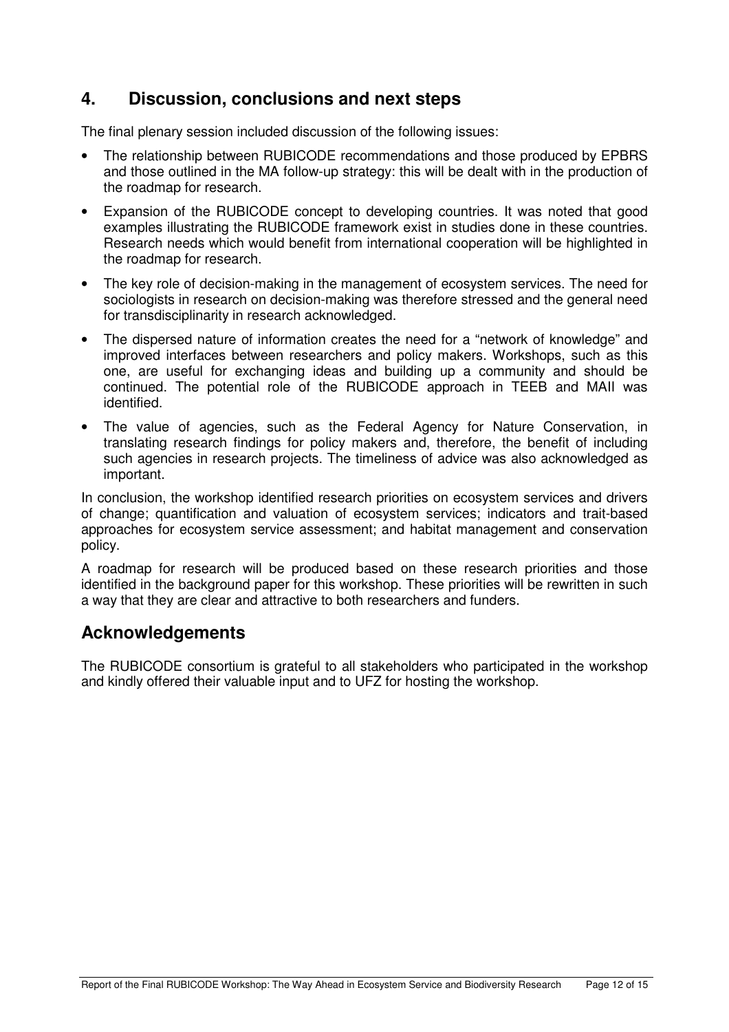## 4. Discussion, conclusions and next steps

The final plenary session included discussion of the following issues:

- The relationship between RUBICODE recommendations and those produced by EPBRS and those outlined in the MA follow-up strategy: this will be dealt with in the production of the roadmap for research.
- Expansion of the RUBICODE concept to developing countries. It was noted that good examples illustrating the RUBICODE framework exist in studies done in these countries. Research needs which would benefit from international cooperation will be highlighted in the roadmap for research.
- The key role of decision-making in the management of ecosystem services. The need for sociologists in research on decision-making was therefore stressed and the general need for transdisciplinarity in research acknowledged.
- The dispersed nature of information creates the need for a "network of knowledge" and improved interfaces between researchers and policy makers. Workshops, such as this one, are useful for exchanging ideas and building up a community and should be continued. The potential role of the RUBICODE approach in TEEB and MAII was identified.
- The value of agencies, such as the Federal Agency for Nature Conservation, in translating research findings for policy makers and, therefore, the benefit of including such agencies in research projects. The timeliness of advice was also acknowledged as important.

In conclusion, the workshop identified research priorities on ecosystem services and drivers of change; quantification and valuation of ecosystem services; indicators and trait-based approaches for ecosystem service assessment; and habitat management and conservation policy.

A roadmap for research will be produced based on these research priorities and those identified in the background paper for this workshop. These priorities will be rewritten in such a way that they are clear and attractive to both researchers and funders.

## Acknowledgements

The RUBICODE consortium is grateful to all stakeholders who participated in the workshop and kindly offered their valuable input and to UFZ for hosting the workshop.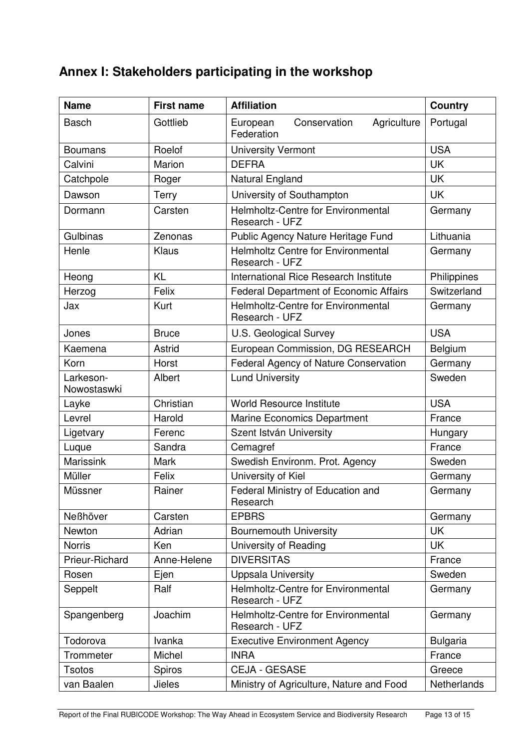## Annex I: Stakeholders participating in the workshop

| Name | First name | Affiliation | Country |
|---|---|---|---|
| Basch | Gottlieb | European Conservation Agriculture Federation | Portugal |
| Boumans | Roelof | University Vermont | USA |
| Calvini | Marion | DEFRA | UK |
| Catchpole | Roger | Natural England | UK |
| Dawson | Terry | University of Southampton | UK |
| Dormann | Carsten | Helmholtz-Centre for Environmental Research - UFZ | Germany |
| Gulbinas | Zenonas | Public Agency Nature Heritage Fund | Lithuania |
| Henle | Klaus | Helmholtz Centre for Environmental Research - UFZ | Germany |
| Heong | KL | International Rice Research Institute | Philippines |
| Herzog | Felix | Federal Department of Economic Affairs | Switzerland |
| Jax | Kurt | Helmholtz-Centre for Environmental Research - UFZ | Germany |
| Jones | Bruce | U.S. Geological Survey | USA |
| Kaemena | Astrid | European Commission, DG RESEARCH | Belgium |
| Korn | Horst | Federal Agency of Nature Conservation | Germany |
| Larkeson-Nowostaswki | Albert | Lund University | Sweden |
| Layke | Christian | World Resource Institute | USA |
| Levrel | Harold | Marine Economics Department | France |
| Ligetvary | Ferenc | Szent István University | Hungary |
| Luque | Sandra | Cemagref | France |
| Marissink | Mark | Swedish Environm. Prot. Agency | Sweden |
| Müller | Felix | University of Kiel | Germany |
| Müssner | Rainer | Federal Ministry of Education and Research | Germany |
| Neßhöver | Carsten | EPBRS | Germany |
| Newton | Adrian | Bournemouth University | UK |
| Norris | Ken | University of Reading | UK |
| Prieur-Richard | Anne-Helene | DIVERSITAS | France |
| Rosen | Ejen | Uppsala University | Sweden |
| Seppelt | Ralf | Helmholtz-Centre for Environmental Research - UFZ | Germany |
| Spangenberg | Joachim | Helmholtz-Centre for Environmental Research - UFZ | Germany |
| Todorova | Ivanka | Executive Environment Agency | Bulgaria |
| Trommeter | Michel | INRA | France |
| Tsotos | Spiros | CEJA - GESASE | Greece |
| van Baalen | Jieles | Ministry of Agriculture, Nature and Food | Netherlands |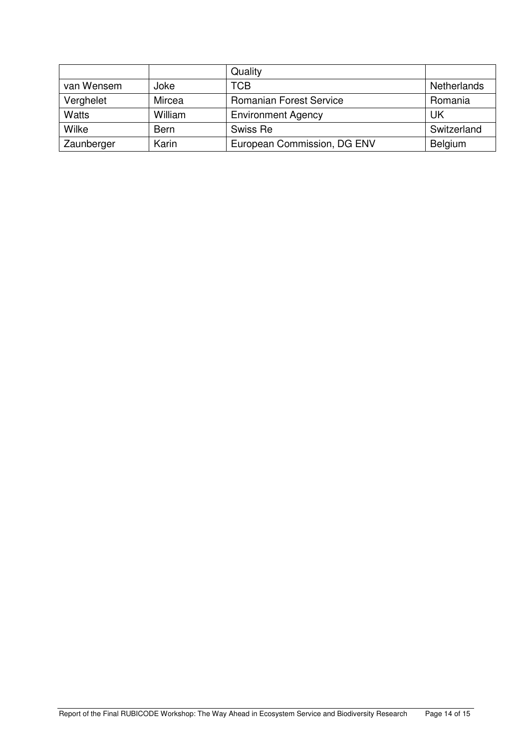| | | Quality | |
|---|---|---|---|
| van Wensem | Joke | TCB | Netherlands |
| Verghelet | Mircea | Romanian Forest Service | Romania |
| Watts | William | Environment Agency | UK |
| Wilke | Bern | Swiss Re | Switzerland |
| Zaunberger | Karin | European Commission, DG ENV | Belgium |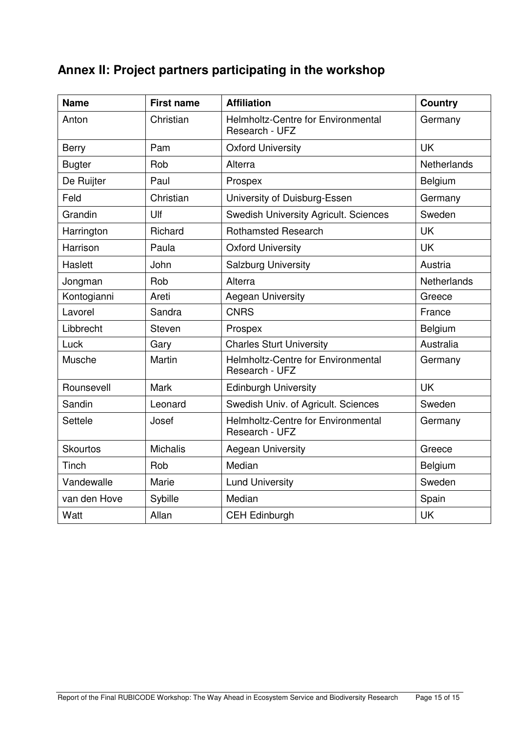## Annex II: Project partners participating in the workshop

| Name | First name | Affiliation | Country |
|---|---|---|---|
| Anton | Christian | Helmholtz-Centre for Environmental Research - UFZ | Germany |
| Berry | Pam | Oxford University | UK |
| Bugter | Rob | Alterra | Netherlands |
| De Ruijter | Paul | Prospex | Belgium |
| Feld | Christian | University of Duisburg-Essen | Germany |
| Grandin | Ulf | Swedish University Agricult. Sciences | Sweden |
| Harrington | Richard | Rothamsted Research | UK |
| Harrison | Paula | Oxford University | UK |
| Haslett | John | Salzburg University | Austria |
| Jongman | Rob | Alterra | Netherlands |
| Kontogianni | Areti | Aegean University | Greece |
| Lavorel | Sandra | CNRS | France |
| Libbrecht | Steven | Prospex | Belgium |
| Luck | Gary | Charles Sturt University | Australia |
| Musche | Martin | Helmholtz-Centre for Environmental Research - UFZ | Germany |
| Rounsevell | Mark | Edinburgh University | UK |
| Sandin | Leonard | Swedish Univ. of Agricult. Sciences | Sweden |
| Settele | Josef | Helmholtz-Centre for Environmental Research - UFZ | Germany |
| Skourtos | Michalis | Aegean University | Greece |
| Tinch | Rob | Median | Belgium |
| Vandewalle | Marie | Lund University | Sweden |
| van den Hove | Sybille | Median | Spain |
| Watt | Allan | CEH Edinburgh | UK |